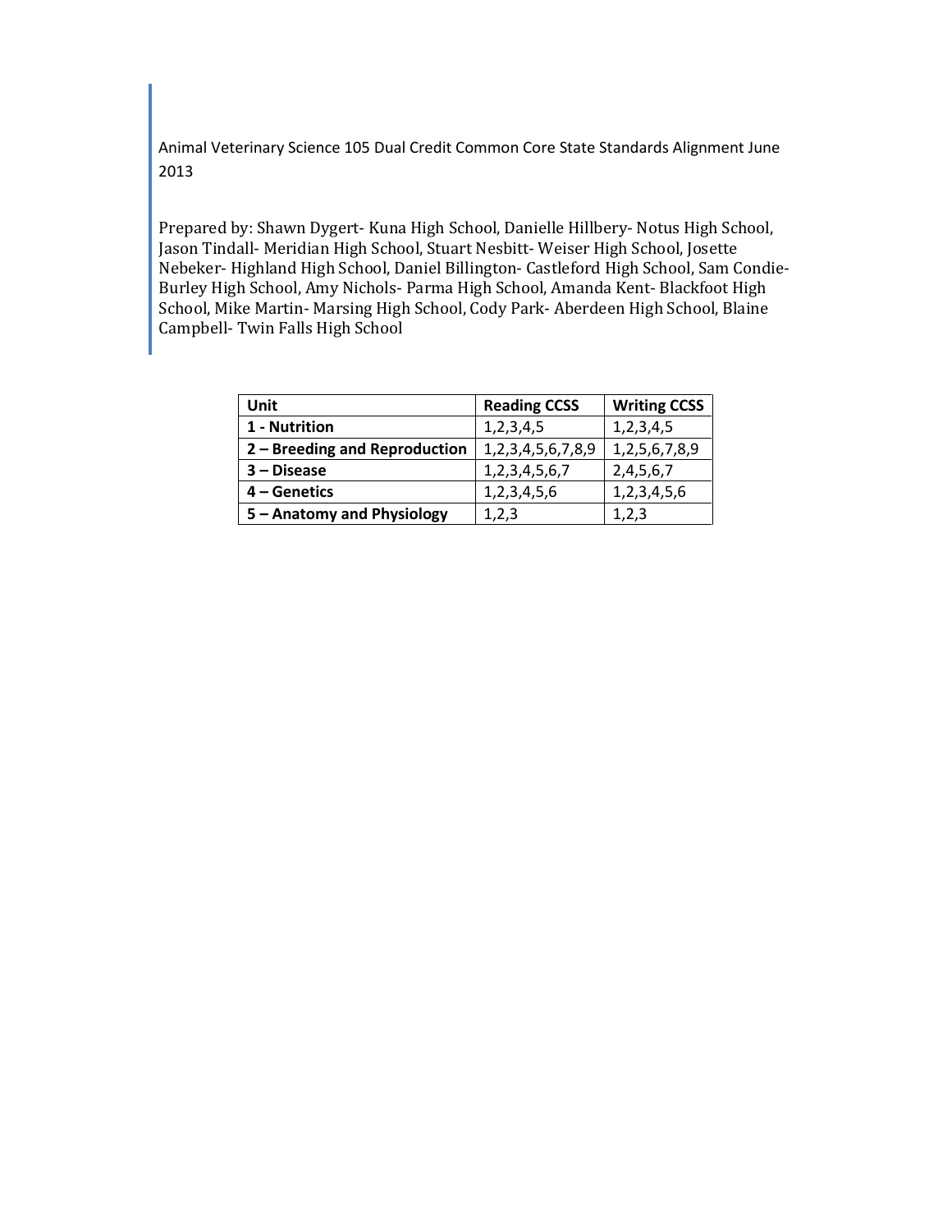Animal Veterinary Science 105 Dual Credit Common Core State Standards Alignment June 2013

Prepared by: Shawn Dygert- Kuna High School, Danielle Hillbery- Notus High School, Jason Tindall- Meridian High School, Stuart Nesbitt- Weiser High School, Josette Nebeker- Highland High School, Daniel Billington- Castleford High School, Sam Condie- Burley High School, Amy Nichols- Parma High School, Amanda Kent- Blackfoot High School, Mike Martin- Marsing High School, Cody Park- Aberdeen High School, Blaine Campbell- Twin Falls High School

| **Unit** | **Reading CCSS** | **Writing CCSS** |
|---|---|---|
| **1 - Nutrition** | 1,2,3,4,5 | 1,2,3,4,5 |
| **2 – Breeding and Reproduction** | 1,2,3,4,5,6,7,8,9 | 1,2,5,6,7,8,9 |
| **3 – Disease** | 1,2,3,4,5,6,7 | 2,4,5,6,7 |
| **4 – Genetics** | 1,2,3,4,5,6 | 1,2,3,4,5,6 |
| **5 – Anatomy and Physiology** | 1,2,3 | 1,2,3 |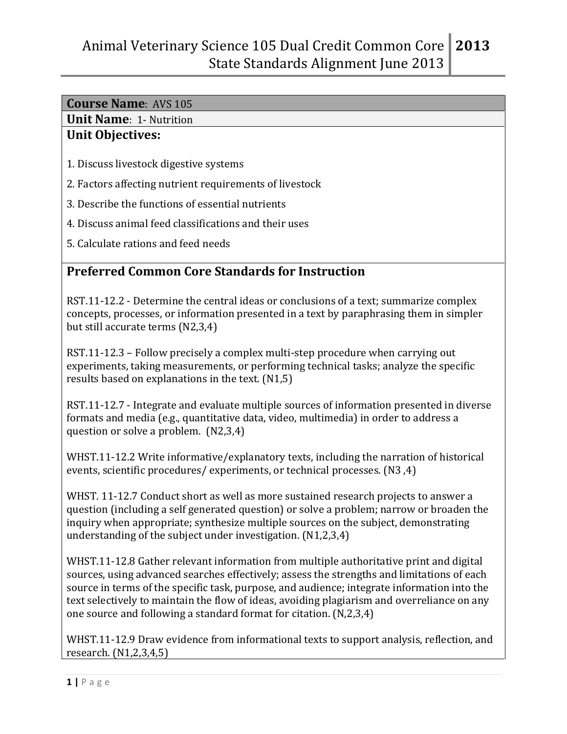**Course Name**: AVS 105

**Unit Name**: 1- Nutrition

**Unit Objectives:**

1. Discuss livestock digestive systems
2. Factors affecting nutrient requirements of livestock
3. Describe the functions of essential nutrients
4. Discuss animal feed classifications and their uses
5. Calculate rations and feed needs

## Preferred Common Core Standards for Instruction

RST.11-12.2 - Determine the central ideas or conclusions of a text; summarize complex concepts, processes, or information presented in a text by paraphrasing them in simpler but still accurate terms (N2,3,4)

RST.11-12.3 – Follow precisely a complex multi-step procedure when carrying out experiments, taking measurements, or performing technical tasks; analyze the specific results based on explanations in the text. (N1,5)

RST.11-12.7 - Integrate and evaluate multiple sources of information presented in diverse formats and media (e.g., quantitative data, video, multimedia) in order to address a question or solve a problem. (N2,3,4)

WHST.11-12.2 Write informative/explanatory texts, including the narration of historical events, scientific procedures/ experiments, or technical processes. (N3 ,4)

WHST. 11-12.7 Conduct short as well as more sustained research projects to answer a question (including a self generated question) or solve a problem; narrow or broaden the inquiry when appropriate; synthesize multiple sources on the subject, demonstrating understanding of the subject under investigation. (N1,2,3,4)

WHST.11-12.8 Gather relevant information from multiple authoritative print and digital sources, using advanced searches effectively; assess the strengths and limitations of each source in terms of the specific task, purpose, and audience; integrate information into the text selectively to maintain the flow of ideas, avoiding plagiarism and overreliance on any one source and following a standard format for citation. (N,2,3,4)

WHST.11-12.9 Draw evidence from informational texts to support analysis, reflection, and research. (N1,2,3,4,5)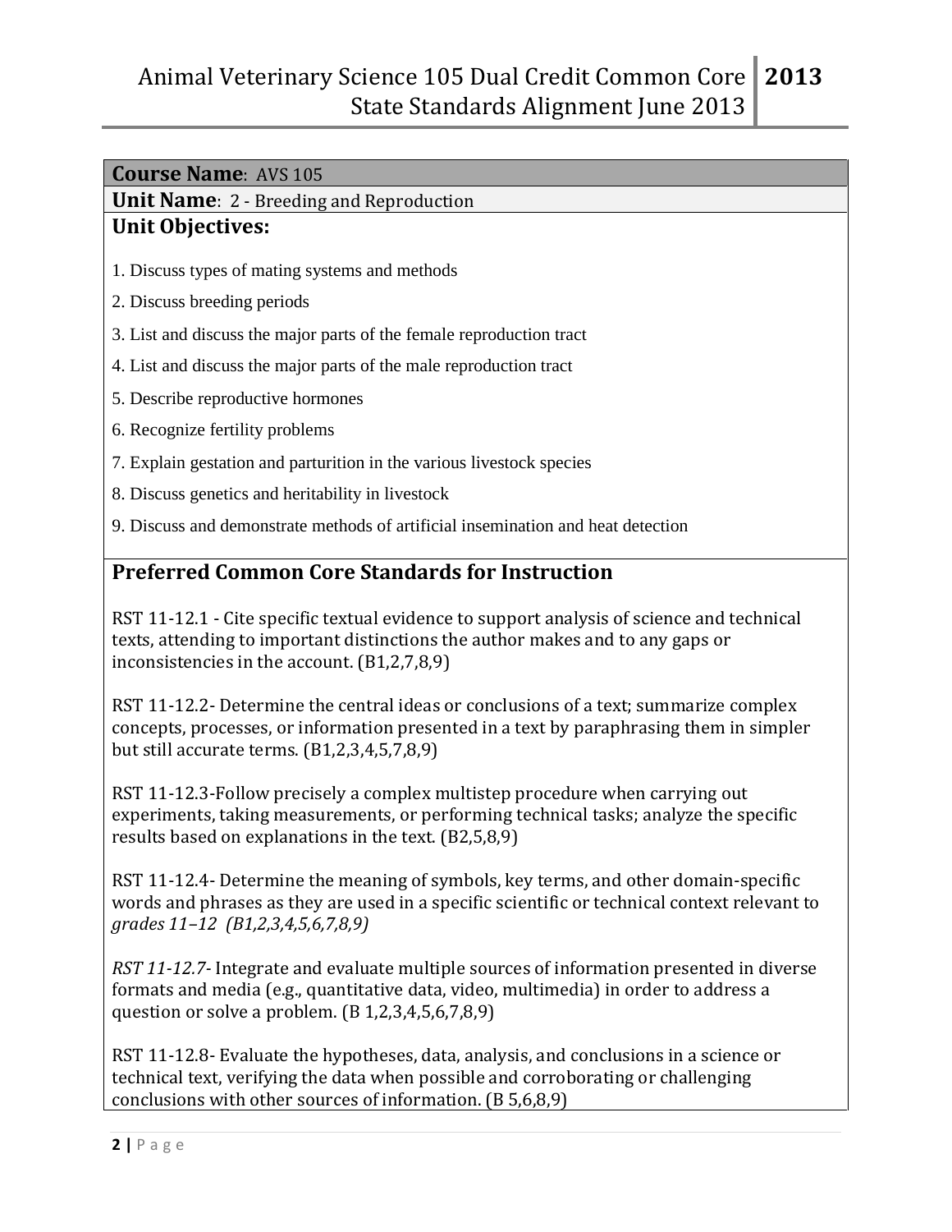**Course Name**: AVS 105

**Unit Name**: 2 - Breeding and Reproduction

**Unit Objectives:**

1. Discuss types of mating systems and methods
2. Discuss breeding periods
3. List and discuss the major parts of the female reproduction tract
4. List and discuss the major parts of the male reproduction tract
5. Describe reproductive hormones
6. Recognize fertility problems
7. Explain gestation and parturition in the various livestock species
8. Discuss genetics and heritability in livestock
9. Discuss and demonstrate methods of artificial insemination and heat detection

## Preferred Common Core Standards for Instruction

RST 11-12.1 - Cite specific textual evidence to support analysis of science and technical texts, attending to important distinctions the author makes and to any gaps or inconsistencies in the account. (B1,2,7,8,9)

RST 11-12.2- Determine the central ideas or conclusions of a text; summarize complex concepts, processes, or information presented in a text by paraphrasing them in simpler but still accurate terms. (B1,2,3,4,5,7,8,9)

RST 11-12.3-Follow precisely a complex multistep procedure when carrying out experiments, taking measurements, or performing technical tasks; analyze the specific results based on explanations in the text. (B2,5,8,9)

RST 11-12.4- Determine the meaning of symbols, key terms, and other domain-specific words and phrases as they are used in a specific scientific or technical context relevant to *grades 11–12 (B1,2,3,4,5,6,7,8,9)*

*RST 11-12.7-* Integrate and evaluate multiple sources of information presented in diverse formats and media (e.g., quantitative data, video, multimedia) in order to address a question or solve a problem. (B 1,2,3,4,5,6,7,8,9)

RST 11-12.8- Evaluate the hypotheses, data, analysis, and conclusions in a science or technical text, verifying the data when possible and corroborating or challenging conclusions with other sources of information. (B 5,6,8,9)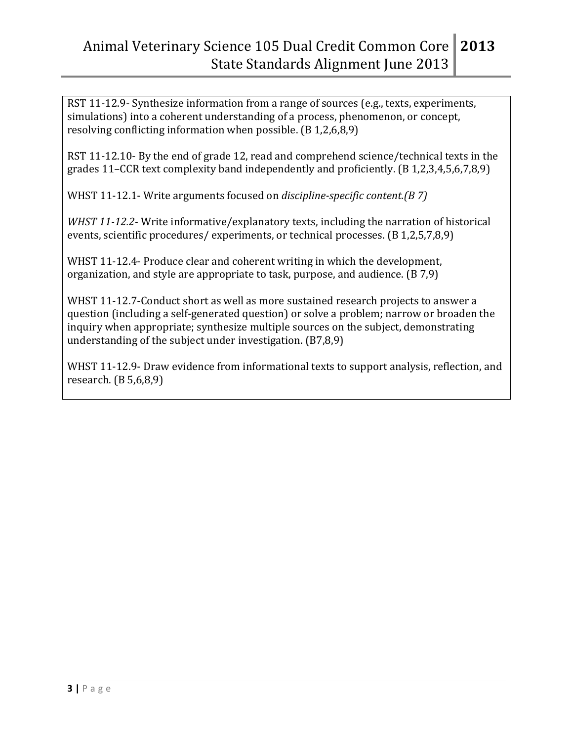RST 11-12.9- Synthesize information from a range of sources (e.g., texts, experiments, simulations) into a coherent understanding of a process, phenomenon, or concept, resolving conflicting information when possible. (B 1,2,6,8,9)

RST 11-12.10- By the end of grade 12, read and comprehend science/technical texts in the grades 11–CCR text complexity band independently and proficiently. (B 1,2,3,4,5,6,7,8,9)

WHST 11-12.1- Write arguments focused on *discipline-specific content.(B 7)*

*WHST 11-12.2-* Write informative/explanatory texts, including the narration of historical events, scientific procedures/ experiments, or technical processes. (B 1,2,5,7,8,9)

WHST 11-12.4- Produce clear and coherent writing in which the development, organization, and style are appropriate to task, purpose, and audience. (B 7,9)

WHST 11-12.7-Conduct short as well as more sustained research projects to answer a question (including a self-generated question) or solve a problem; narrow or broaden the inquiry when appropriate; synthesize multiple sources on the subject, demonstrating understanding of the subject under investigation. (B7,8,9)

WHST 11-12.9- Draw evidence from informational texts to support analysis, reflection, and research. (B 5,6,8,9)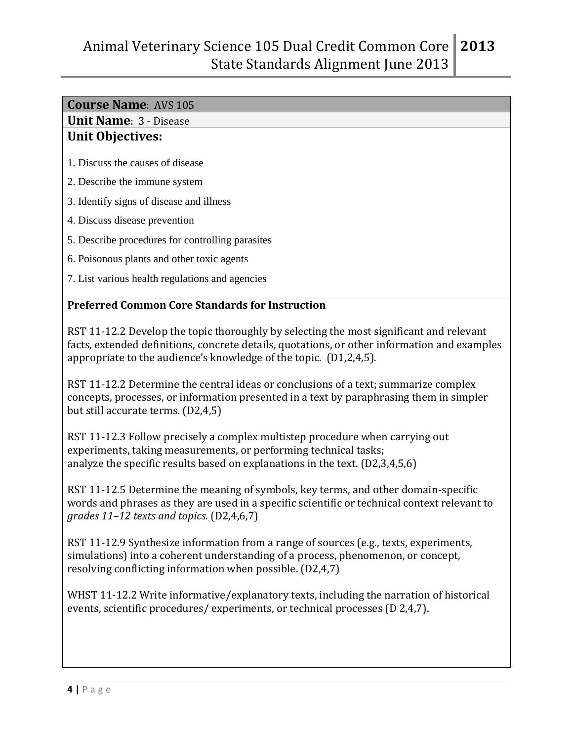**Course Name**: AVS 105

**Unit Name**: 3 - Disease

**Unit Objectives:**

1. Discuss the causes of disease
2. Describe the immune system
3. Identify signs of disease and illness
4. Discuss disease prevention
5. Describe procedures for controlling parasites
6. Poisonous plants and other toxic agents
7. List various health regulations and agencies

**Preferred Common Core Standards for Instruction**

RST 11-12.2 Develop the topic thoroughly by selecting the most significant and relevant facts, extended definitions, concrete details, quotations, or other information and examples appropriate to the audience's knowledge of the topic. (D1,2,4,5).

RST 11-12.2 Determine the central ideas or conclusions of a text; summarize complex concepts, processes, or information presented in a text by paraphrasing them in simpler but still accurate terms. (D2,4,5)

RST 11-12.3 Follow precisely a complex multistep procedure when carrying out experiments, taking measurements, or performing technical tasks;
analyze the specific results based on explanations in the text. (D2,3,4,5,6)

RST 11-12.5 Determine the meaning of symbols, key terms, and other domain-specific words and phrases as they are used in a specific scientific or technical context relevant to *grades 11–12 texts and topics*. (D2,4,6,7)

RST 11-12.9 Synthesize information from a range of sources (e.g., texts, experiments, simulations) into a coherent understanding of a process, phenomenon, or concept, resolving conflicting information when possible. (D2,4,7)

WHST 11-12.2 Write informative/explanatory texts, including the narration of historical events, scientific procedures/ experiments, or technical processes (D 2,4,7).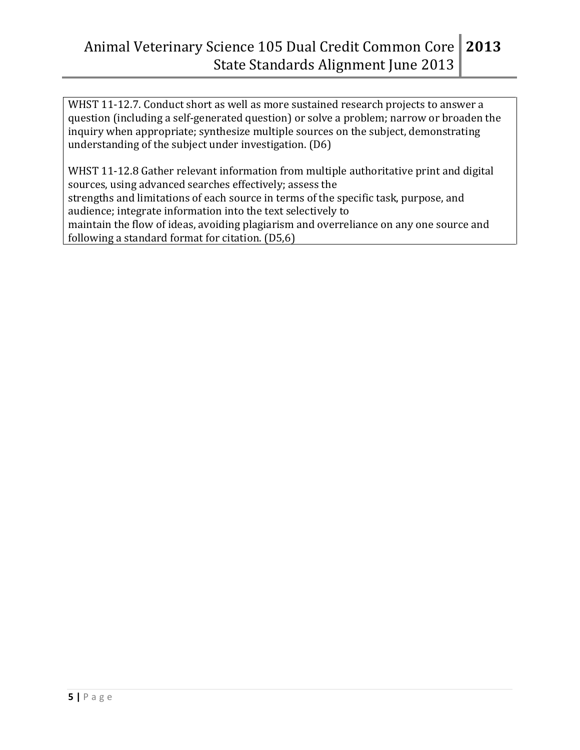WHST 11-12.7. Conduct short as well as more sustained research projects to answer a question (including a self-generated question) or solve a problem; narrow or broaden the inquiry when appropriate; synthesize multiple sources on the subject, demonstrating understanding of the subject under investigation. (D6)

WHST 11-12.8 Gather relevant information from multiple authoritative print and digital sources, using advanced searches effectively; assess the strengths and limitations of each source in terms of the specific task, purpose, and audience; integrate information into the text selectively to maintain the flow of ideas, avoiding plagiarism and overreliance on any one source and following a standard format for citation. (D5,6)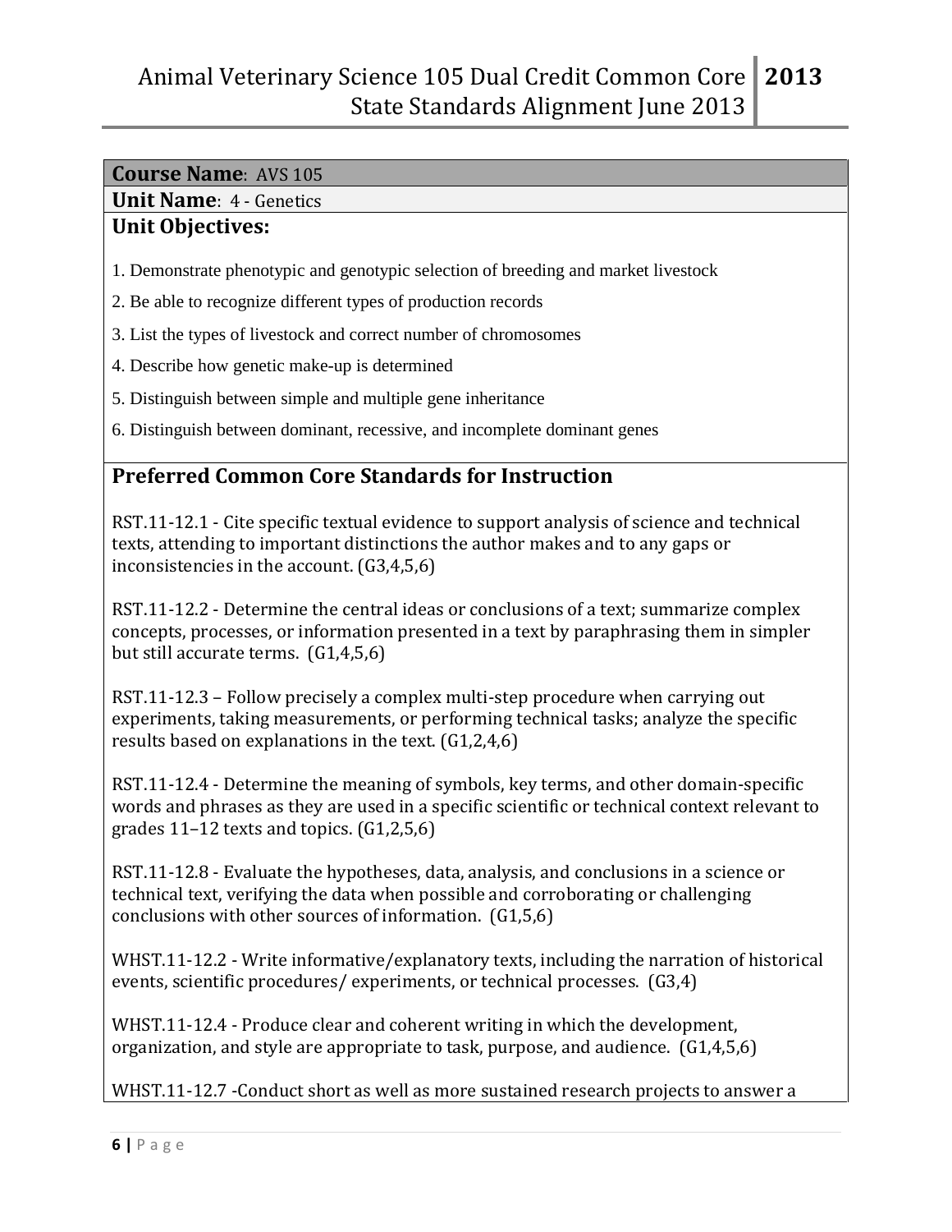**Course Name**: AVS 105

**Unit Name**: 4 - Genetics

**Unit Objectives:**

1. Demonstrate phenotypic and genotypic selection of breeding and market livestock
2. Be able to recognize different types of production records
3. List the types of livestock and correct number of chromosomes
4. Describe how genetic make-up is determined
5. Distinguish between simple and multiple gene inheritance
6. Distinguish between dominant, recessive, and incomplete dominant genes

## Preferred Common Core Standards for Instruction

RST.11-12.1 - Cite specific textual evidence to support analysis of science and technical texts, attending to important distinctions the author makes and to any gaps or inconsistencies in the account. (G3,4,5,6)

RST.11-12.2 - Determine the central ideas or conclusions of a text; summarize complex concepts, processes, or information presented in a text by paraphrasing them in simpler but still accurate terms. (G1,4,5,6)

RST.11-12.3 – Follow precisely a complex multi-step procedure when carrying out experiments, taking measurements, or performing technical tasks; analyze the specific results based on explanations in the text. (G1,2,4,6)

RST.11-12.4 - Determine the meaning of symbols, key terms, and other domain-specific words and phrases as they are used in a specific scientific or technical context relevant to grades 11–12 texts and topics. (G1,2,5,6)

RST.11-12.8 - Evaluate the hypotheses, data, analysis, and conclusions in a science or technical text, verifying the data when possible and corroborating or challenging conclusions with other sources of information. (G1,5,6)

WHST.11-12.2 - Write informative/explanatory texts, including the narration of historical events, scientific procedures/ experiments, or technical processes. (G3,4)

WHST.11-12.4 - Produce clear and coherent writing in which the development, organization, and style are appropriate to task, purpose, and audience. (G1,4,5,6)

WHST.11-12.7 -Conduct short as well as more sustained research projects to answer a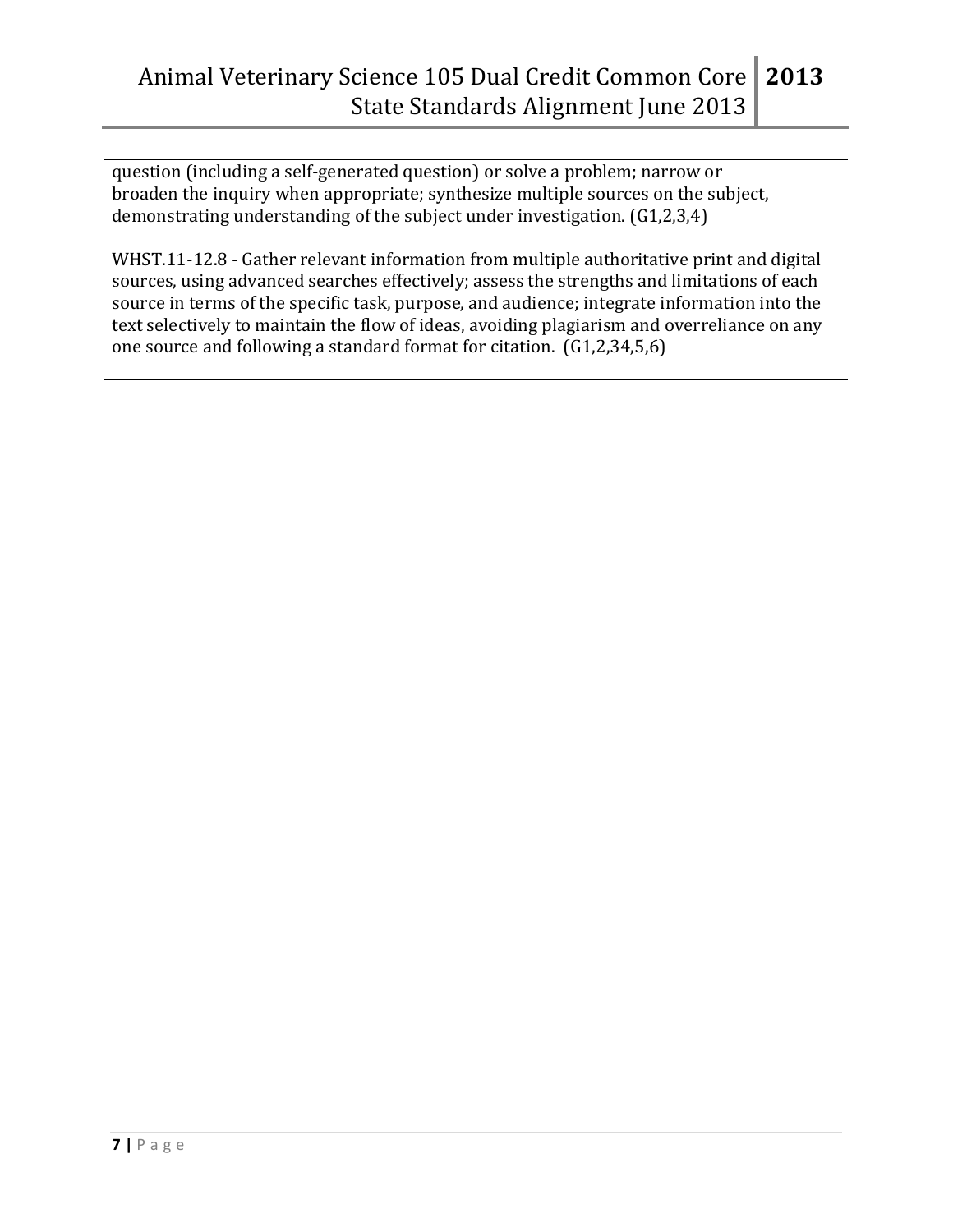question (including a self-generated question) or solve a problem; narrow or broaden the inquiry when appropriate; synthesize multiple sources on the subject, demonstrating understanding of the subject under investigation. (G1,2,3,4)

WHST.11-12.8 - Gather relevant information from multiple authoritative print and digital sources, using advanced searches effectively; assess the strengths and limitations of each source in terms of the specific task, purpose, and audience; integrate information into the text selectively to maintain the flow of ideas, avoiding plagiarism and overreliance on any one source and following a standard format for citation. (G1,2,34,5,6)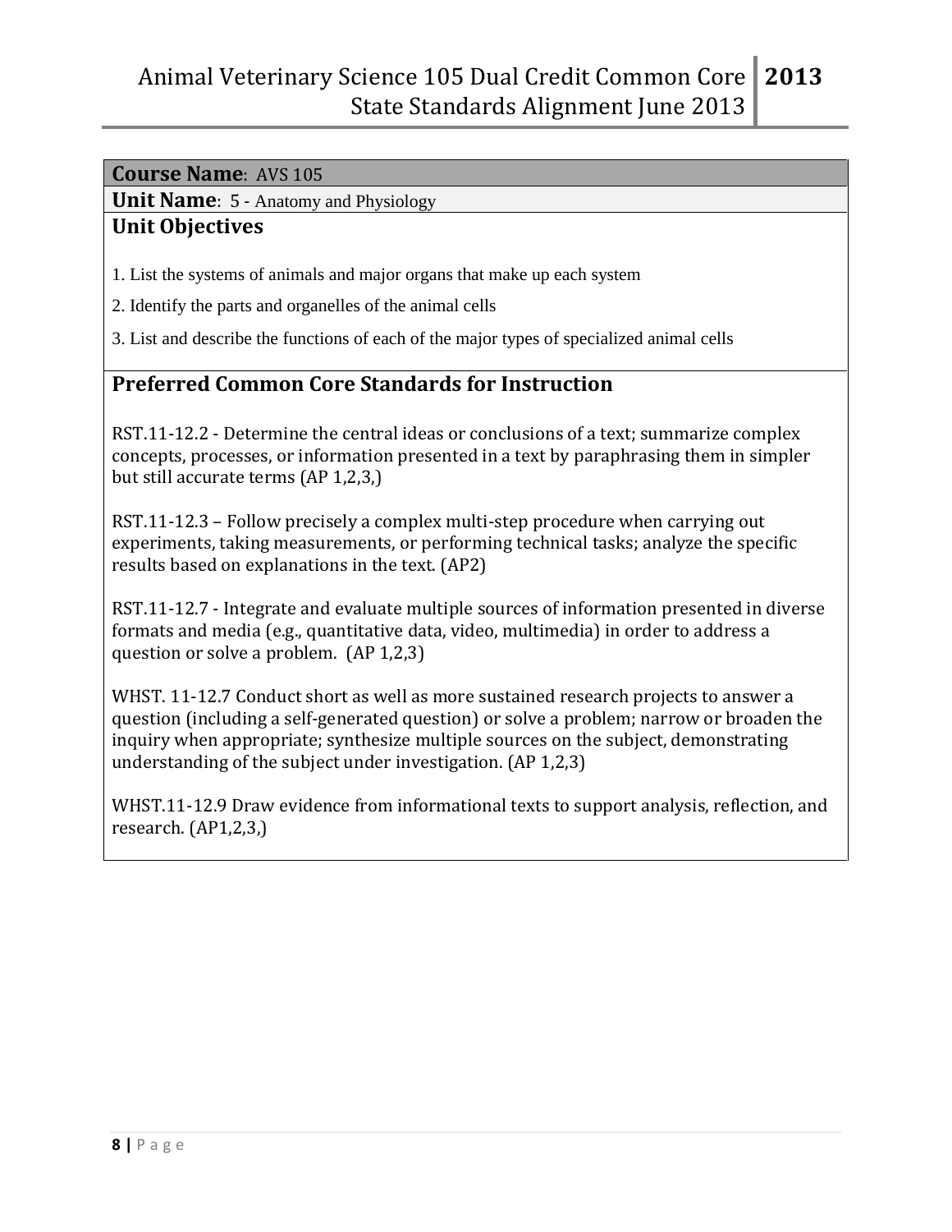**Course Name**: AVS 105

**Unit Name**: 5 - Anatomy and Physiology

## Unit Objectives

1. List the systems of animals and major organs that make up each system
2. Identify the parts and organelles of the animal cells
3. List and describe the functions of each of the major types of specialized animal cells

## Preferred Common Core Standards for Instruction

RST.11-12.2 - Determine the central ideas or conclusions of a text; summarize complex concepts, processes, or information presented in a text by paraphrasing them in simpler but still accurate terms (AP 1,2,3,)

RST.11-12.3 – Follow precisely a complex multi-step procedure when carrying out experiments, taking measurements, or performing technical tasks; analyze the specific results based on explanations in the text. (AP2)

RST.11-12.7 - Integrate and evaluate multiple sources of information presented in diverse formats and media (e.g., quantitative data, video, multimedia) in order to address a question or solve a problem. (AP 1,2,3)

WHST. 11-12.7 Conduct short as well as more sustained research projects to answer a question (including a self-generated question) or solve a problem; narrow or broaden the inquiry when appropriate; synthesize multiple sources on the subject, demonstrating understanding of the subject under investigation. (AP 1,2,3)

WHST.11-12.9 Draw evidence from informational texts to support analysis, reflection, and research. (AP1,2,3,)